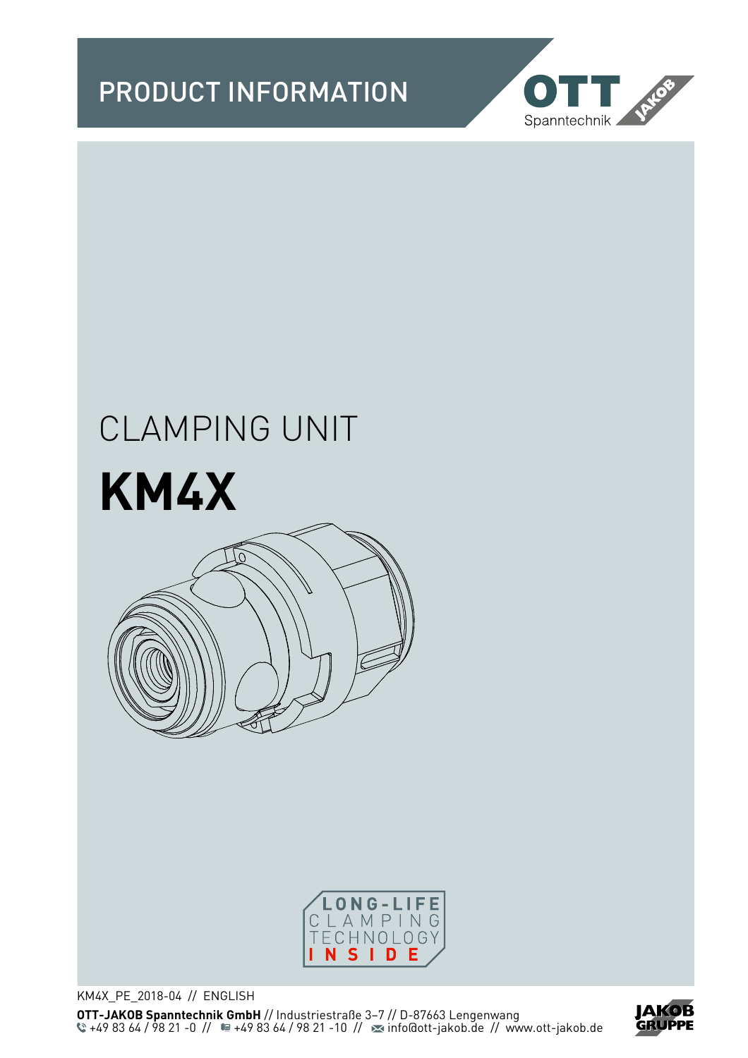PRODUCT INFORMATION

OTT Spanntechnik JAKOB

# CLAMPING UNIT

# KM4X

LONG-LIFE CLAMPING TECHNOLOGY INSIDE

KM4X_PE_2018-04 // ENGLISH

**OTT-JAKOB Spanntechnik GmbH** // Industriestraße 3–7 // D-87663 Lengenwang
+49 83 64 / 98 21 -0 // +49 83 64 / 98 21 -10 // info@ott-jakob.de // www.ott-jakob.de

JAKOB GRUPPE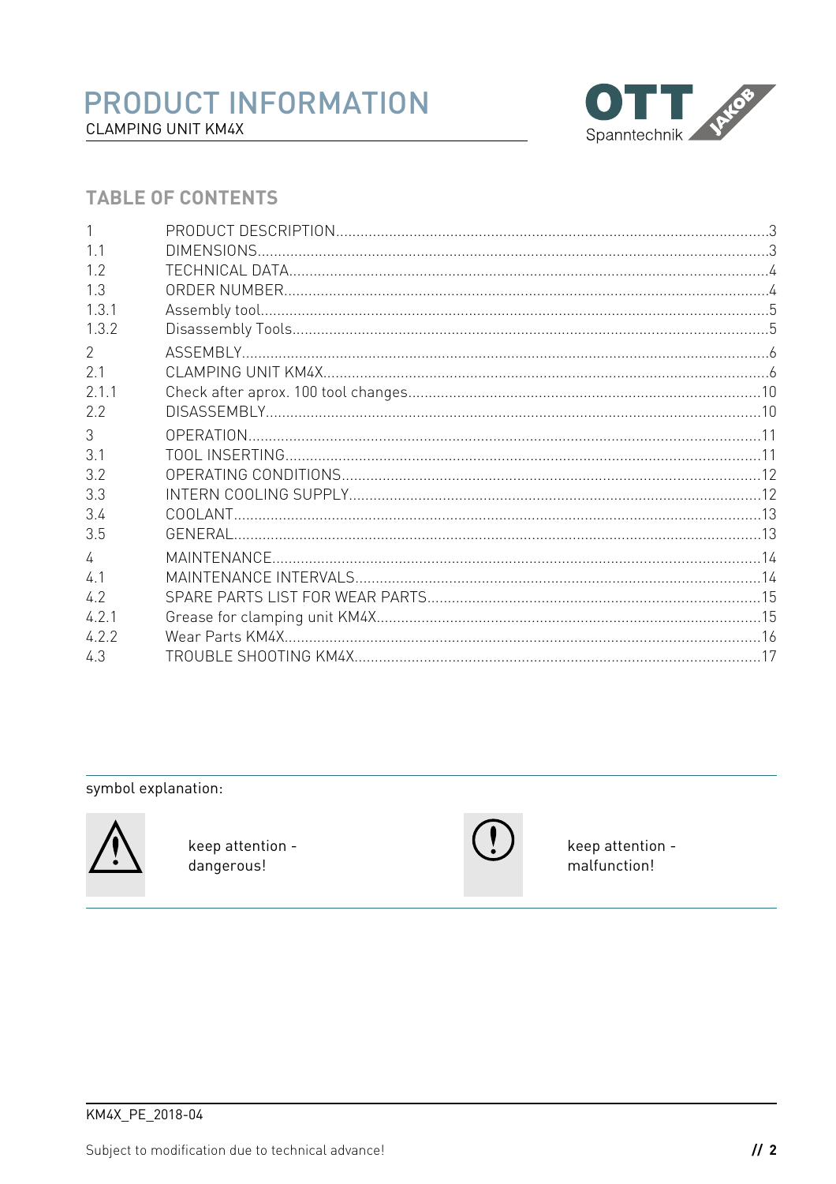# PRODUCT INFORMATION

CLAMPING UNIT KM4X

## TABLE OF CONTENTS

| | | |
|---|---|---|
| 1 | PRODUCT DESCRIPTION | 3 |
| 1.1 | DIMENSIONS | 3 |
| 1.2 | TECHNICAL DATA | 4 |
| 1.3 | ORDER NUMBER | 4 |
| 1.3.1 | Assembly tool | 5 |
| 1.3.2 | Disassembly Tools | 5 |
| 2 | ASSEMBLY | 6 |
| 2.1 | CLAMPING UNIT KM4X | 6 |
| 2.1.1 | Check after aprox. 100 tool changes | 10 |
| 2.2 | DISASSEMBLY | 10 |
| 3 | OPERATION | 11 |
| 3.1 | TOOL INSERTING | 11 |
| 3.2 | OPERATING CONDITIONS | 12 |
| 3.3 | INTERN COOLING SUPPLY | 12 |
| 3.4 | COOLANT | 13 |
| 3.5 | GENERAL | 13 |
| 4 | MAINTENANCE | 14 |
| 4.1 | MAINTENANCE INTERVALS | 14 |
| 4.2 | SPARE PARTS LIST FOR WEAR PARTS | 15 |
| 4.2.1 | Grease for clamping unit KM4X | 15 |
| 4.2.2 | Wear Parts KM4X | 16 |
| 4.3 | TROUBLE SHOOTING KM4X | 17 |

symbol explanation:

⚠ keep attention - dangerous!

(!) keep attention - malfunction!

KM4X_PE_2018-04

Subject to modification due to technical advance!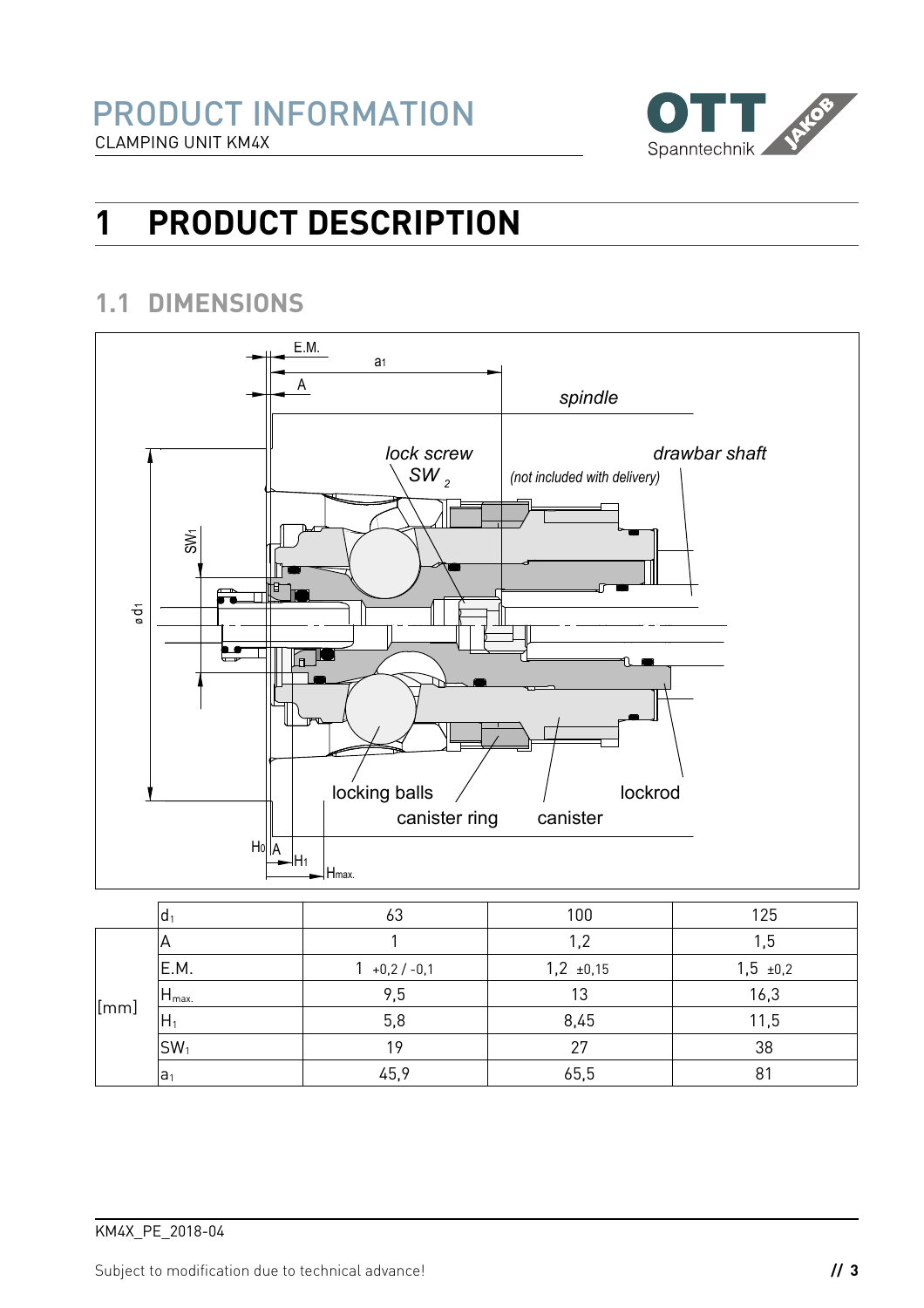# 1 PRODUCT DESCRIPTION

## 1.1 DIMENSIONS

| | $d_1$ | 63 | 100 | 125 |
|---|---|---|---|---|
| [mm] | A | 1 | 1,2 | 1,5 |
| | E.M. | 1 +0,2 / -0,1 | 1,2 ±0,15 | 1,5 ±0,2 |
| | $H_{max.}$ | 9,5 | 13 | 16,3 |
| | $H_1$ | 5,8 | 8,45 | 11,5 |
| | $SW_1$ | 19 | 27 | 38 |
| | $a_1$ | 45,9 | 65,5 | 81 |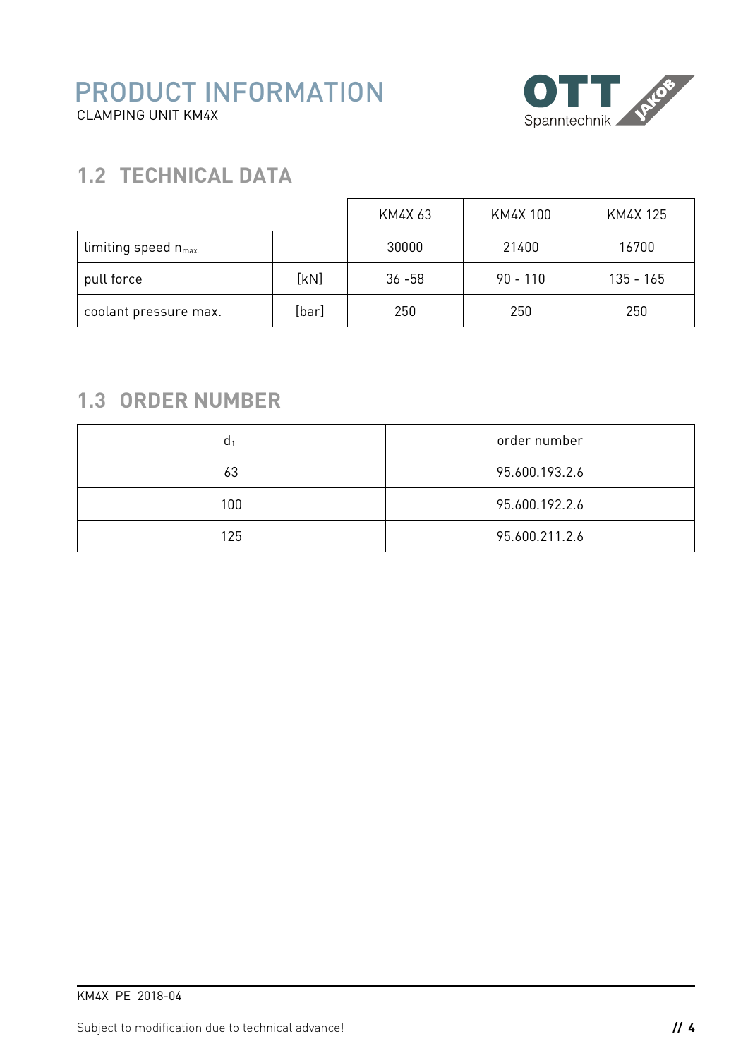## 1.2 TECHNICAL DATA

| | | KM4X 63 | KM4X 100 | KM4X 125 |
|---|---|---|---|---|
| limiting speed $n_{max.}$ | | 30000 | 21400 | 16700 |
| pull force | [kN] | 36 -58 | 90 - 110 | 135 - 165 |
| coolant pressure max. | [bar] | 250 | 250 | 250 |

## 1.3 ORDER NUMBER

| $d_1$ | order number |
|---|---|
| 63 | 95.600.193.2.6 |
| 100 | 95.600.192.2.6 |
| 125 | 95.600.211.2.6 |

KM4X_PE_2018-04

Subject to modification due to technical advance!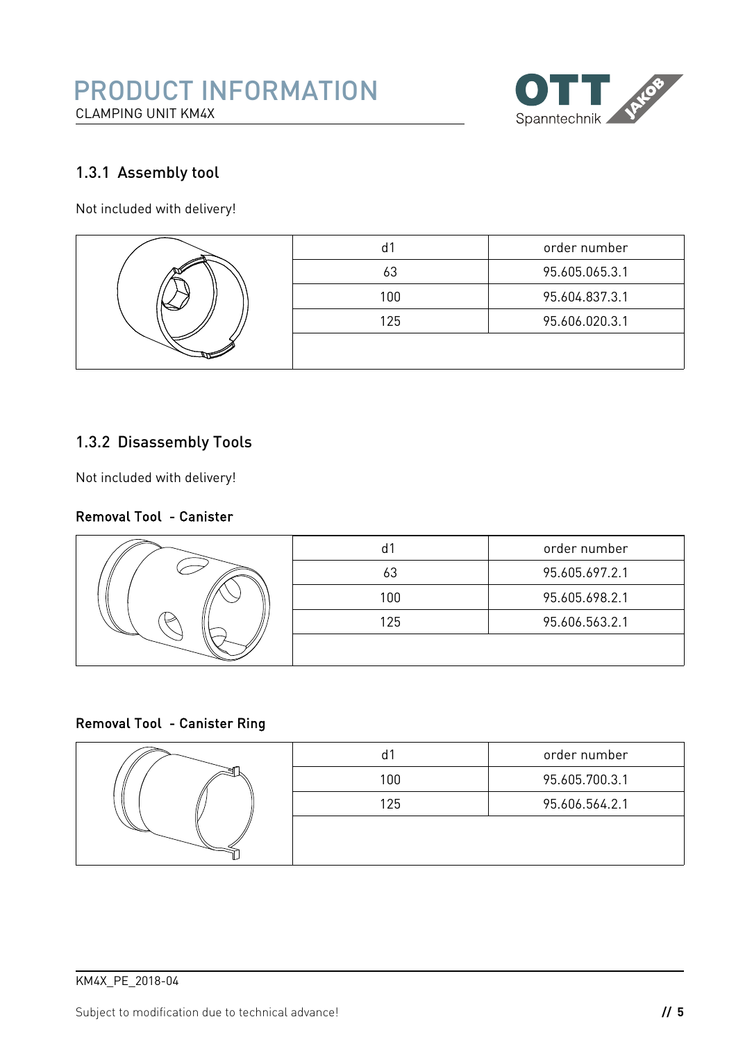### 1.3.1 Assembly tool

Not included with delivery!

| d1 | order number |
|---|---|
| 63 | 95.605.065.3.1 |
| 100 | 95.604.837.3.1 |
| 125 | 95.606.020.3.1 |

### 1.3.2 Disassembly Tools

Not included with delivery!

**Removal Tool - Canister**

| d1 | order number |
|---|---|
| 63 | 95.605.697.2.1 |
| 100 | 95.605.698.2.1 |
| 125 | 95.606.563.2.1 |

**Removal Tool - Canister Ring**

| d1 | order number |
|---|---|
| 100 | 95.605.700.3.1 |
| 125 | 95.606.564.2.1 |

KM4X_PE_2018-04

Subject to modification due to technical advance!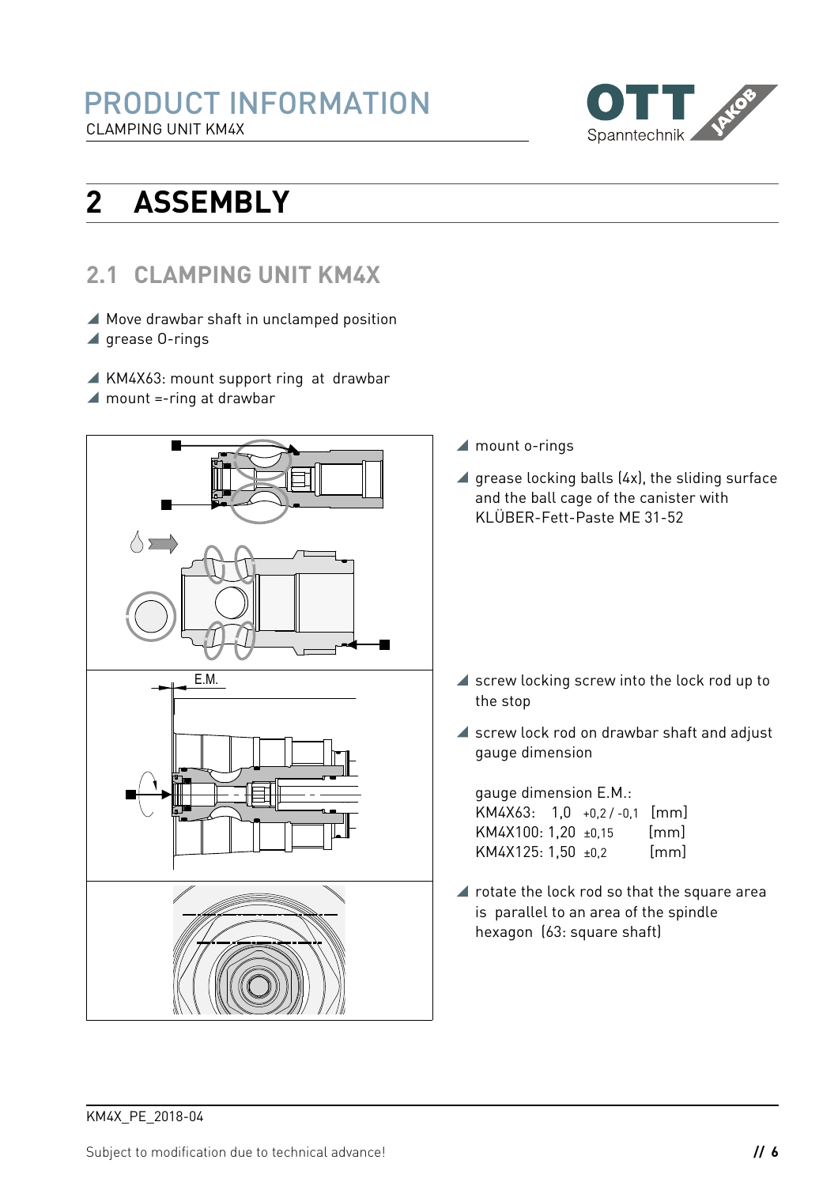# 2 ASSEMBLY

## 2.1 CLAMPING UNIT KM4X

- Move drawbar shaft in unclamped position
- grease O-rings

- KM4X63: mount support ring at drawbar
- mount =-ring at drawbar

- mount o-rings
- grease locking balls (4x), the sliding surface and the ball cage of the canister with KLÜBER-Fett-Paste ME 31-52

E.M.

- screw locking screw into the lock rod up to the stop
- screw lock rod on drawbar shaft and adjust gauge dimension

gauge dimension E.M.:

| | | |
|---|---|---|
| KM4X63: | 1,0 +0,2 / -0,1 | [mm] |
| KM4X100: | 1,20 ±0,15 | [mm] |
| KM4X125: | 1,50 ±0,2 | [mm] |

- rotate the lock rod so that the square area is parallel to an area of the spindle hexagon (63: square shaft)

KM4X_PE_2018-04

Subject to modification due to technical advance!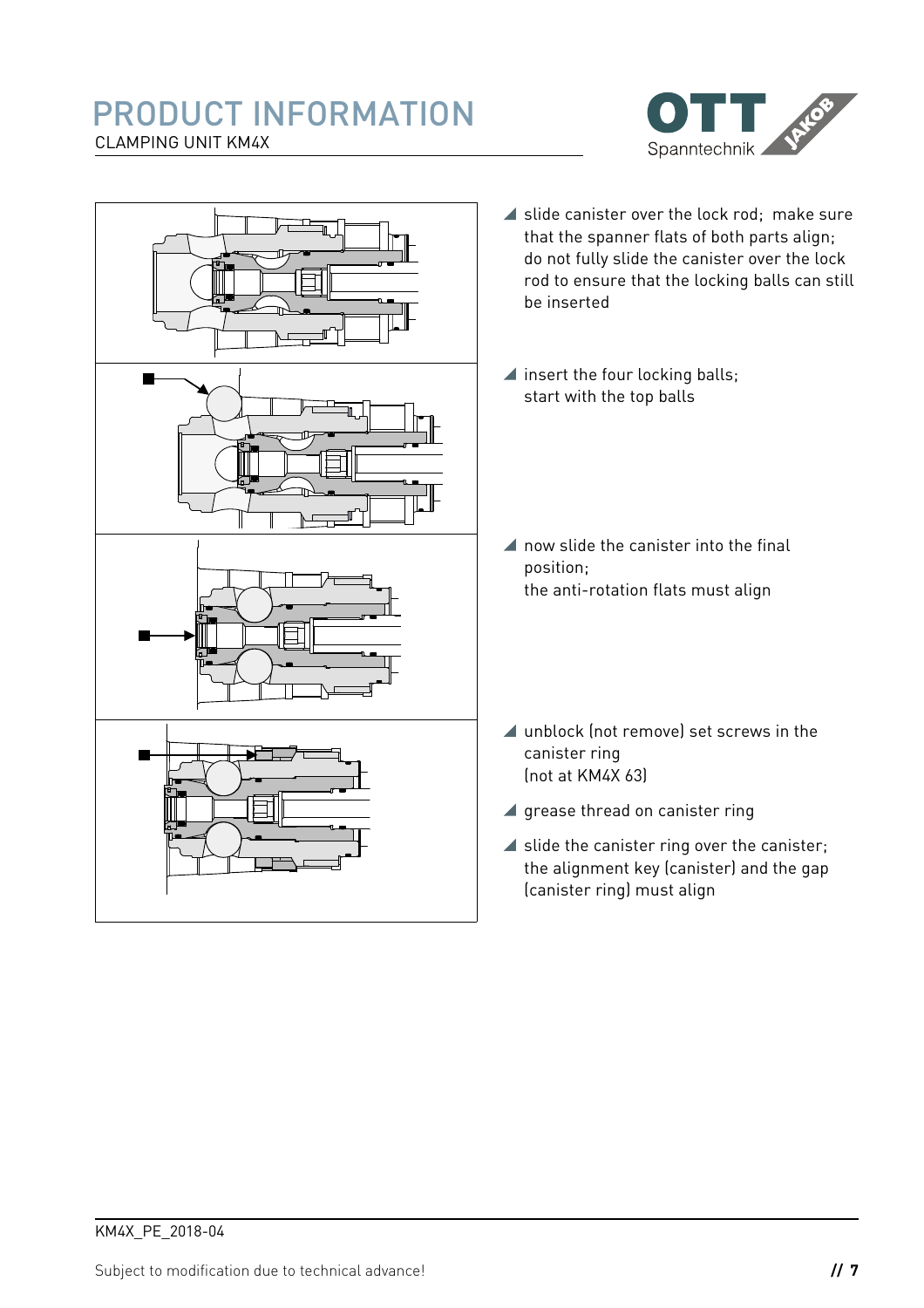- slide canister over the lock rod; make sure that the spanner flats of both parts align; do not fully slide the canister over the lock rod to ensure that the locking balls can still be inserted

- insert the four locking balls; start with the top balls

- now slide the canister into the final position; the anti-rotation flats must align

- unblock (not remove) set screws in the canister ring (not at KM4X 63)

- grease thread on canister ring

- slide the canister ring over the canister; the alignment key (canister) and the gap (canister ring) must align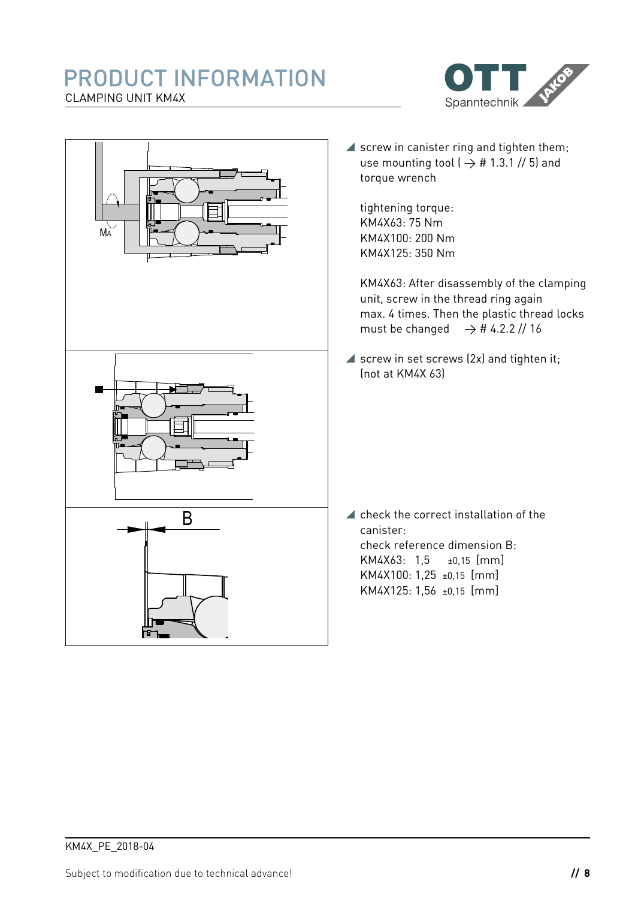- screw in canister ring and tighten them; use mounting tool ( → # 1.3.1 // 5) and torque wrench

  tightening torque:
  KM4X63: 75 Nm
  KM4X100: 200 Nm
  KM4X125: 350 Nm

  KM4X63: After disassembly of the clamping unit, screw in the thread ring again max. 4 times. Then the plastic thread locks must be changed → # 4.2.2 // 16

- screw in set screws (2x) and tighten it; (not at KM4X 63)

- check the correct installation of the canister:
  check reference dimension B:
  KM4X63: 1,5 ±0,15 [mm]
  KM4X100: 1,25 ±0,15 [mm]
  KM4X125: 1,56 ±0,15 [mm]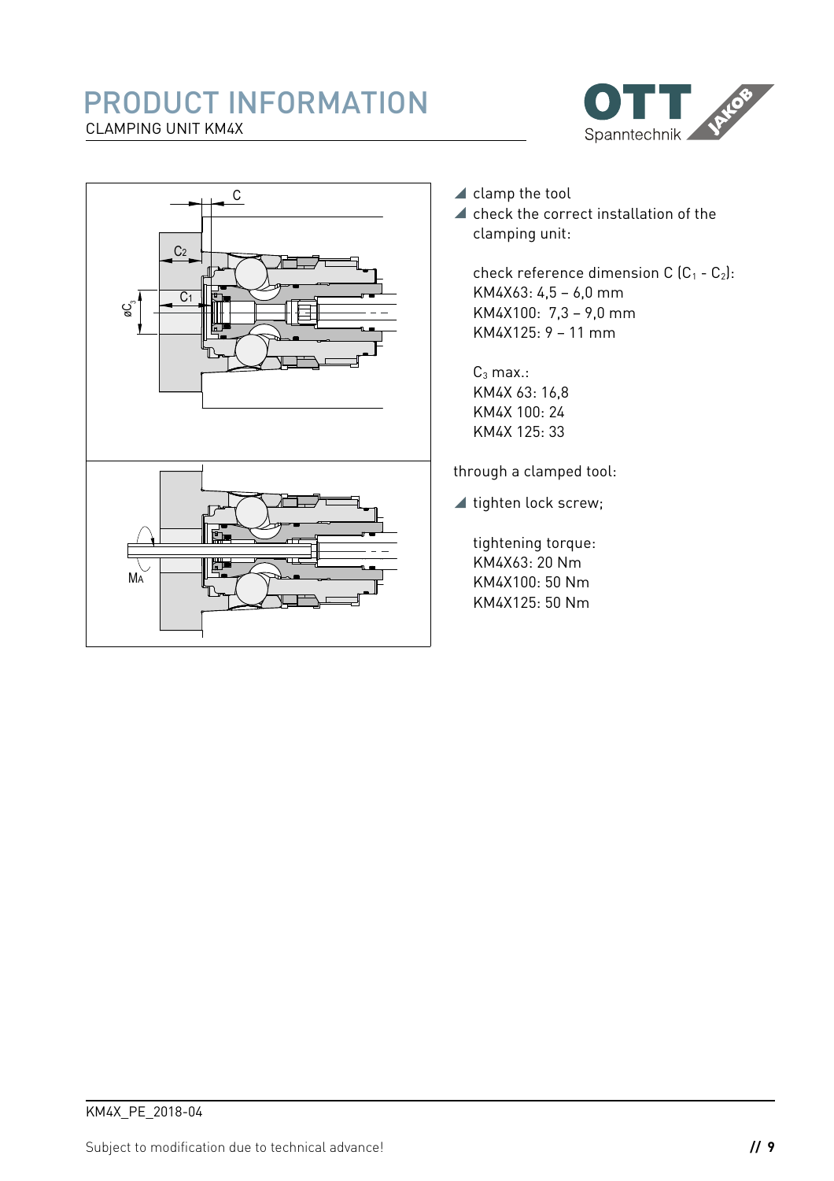# PRODUCT INFORMATION

CLAMPING UNIT KM4X

- clamp the tool
- check the correct installation of the clamping unit:

  check reference dimension C ($C_1$ - $C_2$):
  KM4X63: 4,5 – 6,0 mm
  KM4X100: 7,3 – 9,0 mm
  KM4X125: 9 – 11 mm

  $C_3$ max.:
  KM4X 63: 16,8
  KM4X 100: 24
  KM4X 125: 33

through a clamped tool:

- tighten lock screw;

  tightening torque:
  KM4X63: 20 Nm
  KM4X100: 50 Nm
  KM4X125: 50 Nm

KM4X_PE_2018-04

Subject to modification due to technical advance!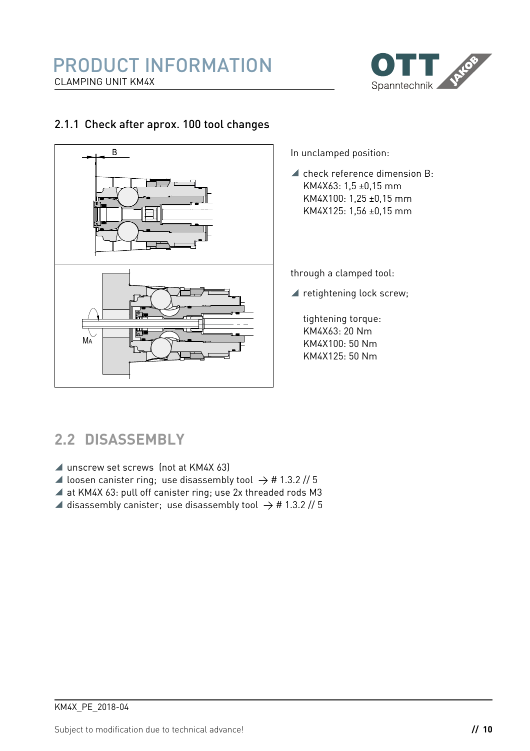### 2.1.1 Check after aprox. 100 tool changes

In unclamped position:

◢ check reference dimension B:
KM4X63: 1,5 ±0,15 mm
KM4X100: 1,25 ±0,15 mm
KM4X125: 1,56 ±0,15 mm

through a clamped tool:

◢ retightening lock screw;

tightening torque:
KM4X63: 20 Nm
KM4X100: 50 Nm
KM4X125: 50 Nm

## 2.2 DISASSEMBLY

◢ unscrew set screws (not at KM4X 63)
◢ loosen canister ring; use disassembly tool → # 1.3.2 // 5
◢ at KM4X 63: pull off canister ring; use 2x threaded rods M3
◢ disassembly canister; use disassembly tool → # 1.3.2 // 5

KM4X_PE_2018-04

Subject to modification due to technical advance!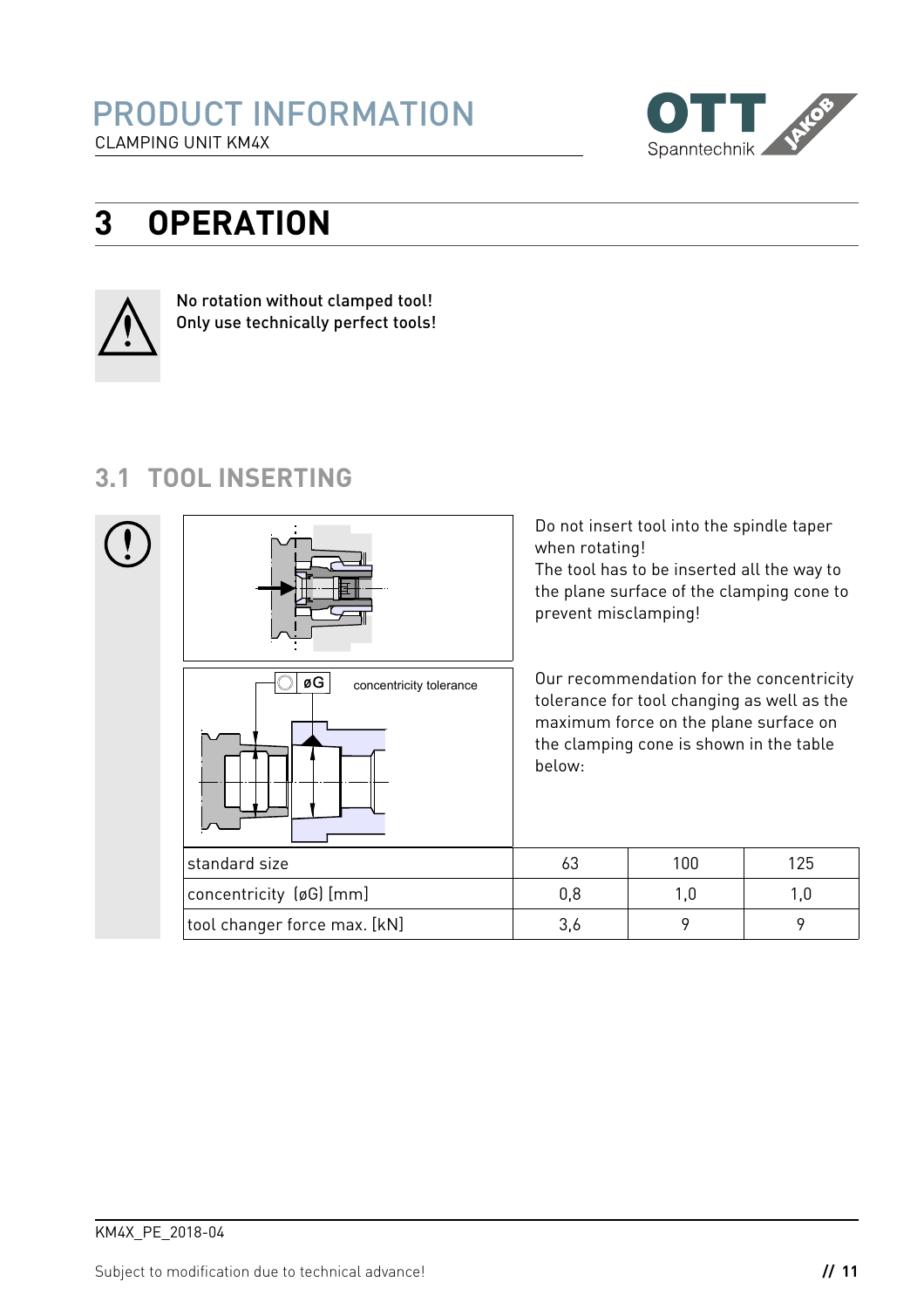# 3 OPERATION

No rotation without clamped tool!
Only use technically perfect tools!

## 3.1 TOOL INSERTING

Do not insert tool into the spindle taper when rotating!
The tool has to be inserted all the way to the plane surface of the clamping cone to prevent misclamping!

øG concentricity tolerance

Our recommendation for the concentricity tolerance for tool changing as well as the maximum force on the plane surface on the clamping cone is shown in the table below:

| standard size | 63 | 100 | 125 |
|---|---|---|---|
| concentricity (øG) [mm] | 0,8 | 1,0 | 1,0 |
| tool changer force max. [kN] | 3,6 | 9 | 9 |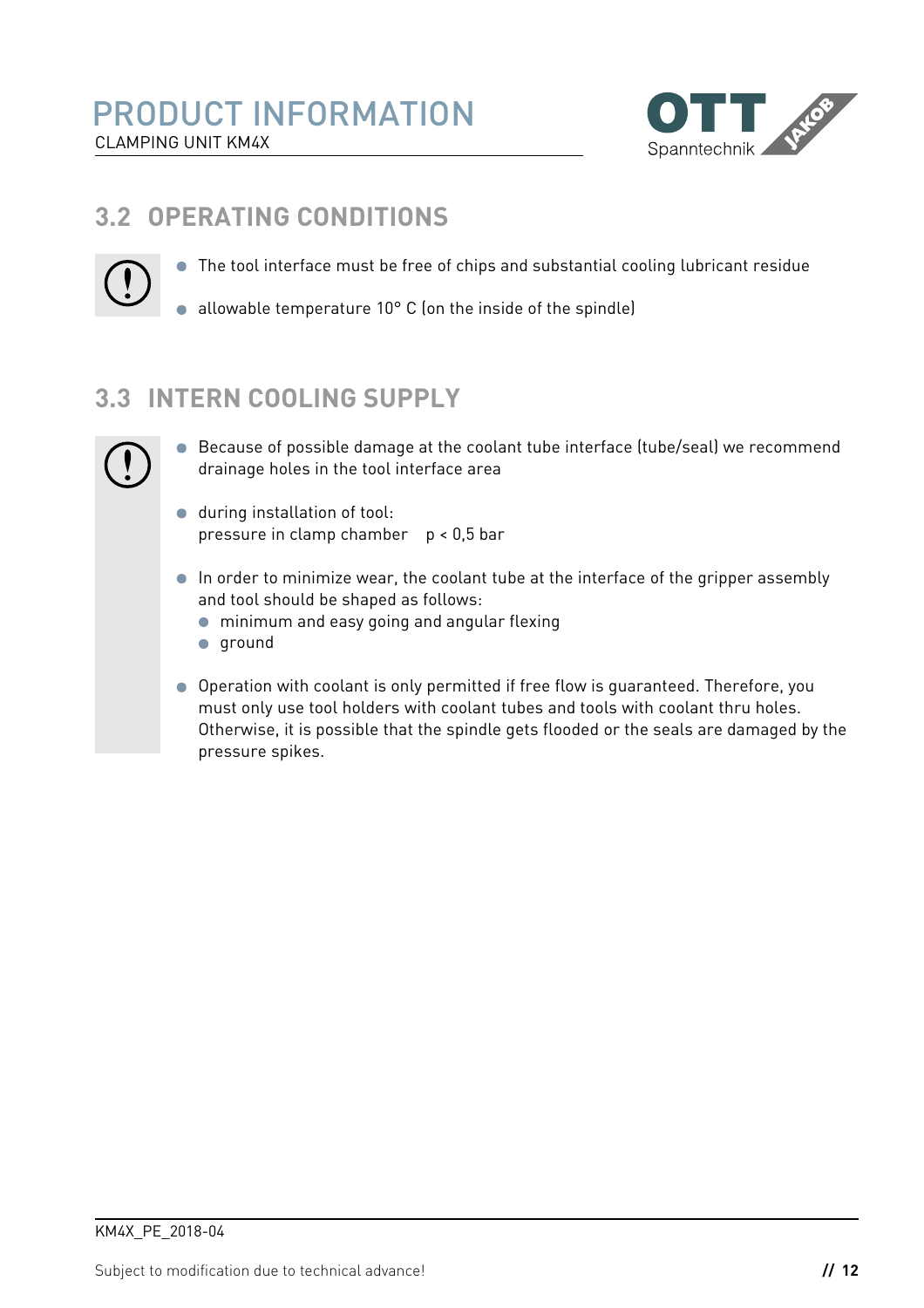## 3.2 OPERATING CONDITIONS

- The tool interface must be free of chips and substantial cooling lubricant residue
- allowable temperature 10° C (on the inside of the spindle)

## 3.3 INTERN COOLING SUPPLY

- Because of possible damage at the coolant tube interface (tube/seal) we recommend drainage holes in the tool interface area
- during installation of tool:
  pressure in clamp chamber   $p < 0{,}5$ bar
- In order to minimize wear, the coolant tube at the interface of the gripper assembly and tool should be shaped as follows:
  - minimum and easy going and angular flexing
  - ground
- Operation with coolant is only permitted if free flow is guaranteed. Therefore, you must only use tool holders with coolant tubes and tools with coolant thru holes. Otherwise, it is possible that the spindle gets flooded or the seals are damaged by the pressure spikes.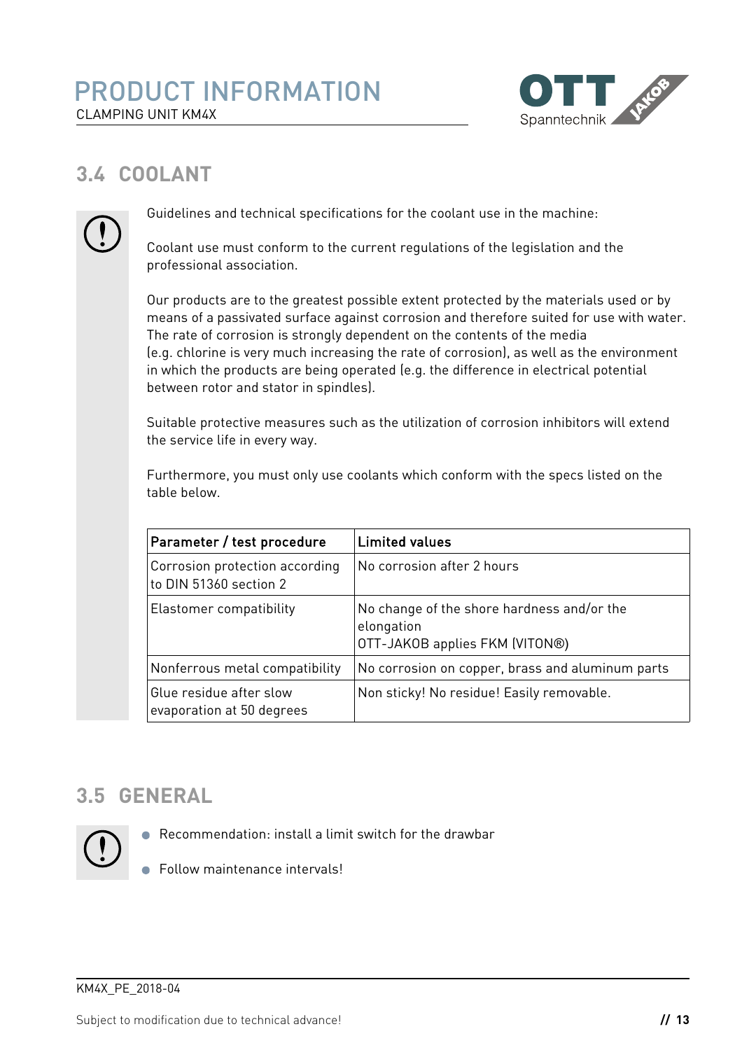## 3.4 COOLANT

Guidelines and technical specifications for the coolant use in the machine:

Coolant use must conform to the current regulations of the legislation and the professional association.

Our products are to the greatest possible extent protected by the materials used or by means of a passivated surface against corrosion and therefore suited for use with water. The rate of corrosion is strongly dependent on the contents of the media (e.g. chlorine is very much increasing the rate of corrosion), as well as the environment in which the products are being operated (e.g. the difference in electrical potential between rotor and stator in spindles).

Suitable protective measures such as the utilization of corrosion inhibitors will extend the service life in every way.

Furthermore, you must only use coolants which conform with the specs listed on the table below.

| Parameter / test procedure | Limited values |
|---|---|
| Corrosion protection according to DIN 51360 section 2 | No corrosion after 2 hours |
| Elastomer compatibility | No change of the shore hardness and/or the elongation<br>OTT-JAKOB applies FKM (VITON®) |
| Nonferrous metal compatibility | No corrosion on copper, brass and aluminum parts |
| Glue residue after slow evaporation at 50 degrees | Non sticky! No residue! Easily removable. |

## 3.5 GENERAL

- Recommendation: install a limit switch for the drawbar
- Follow maintenance intervals!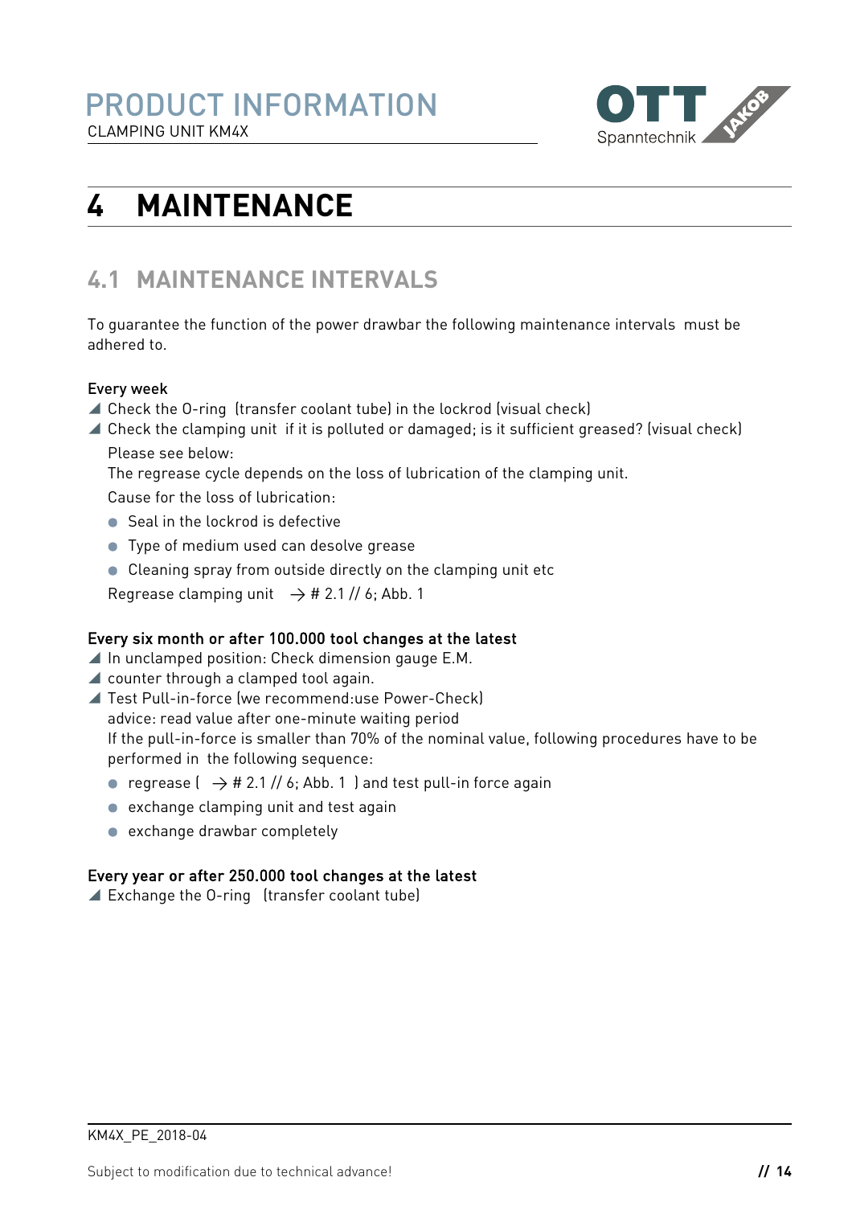# 4 MAINTENANCE

## 4.1 MAINTENANCE INTERVALS

To guarantee the function of the power drawbar the following maintenance intervals must be adhered to.

**Every week**

- Check the O-ring (transfer coolant tube) in the lockrod (visual check)
- Check the clamping unit if it is polluted or damaged; is it sufficient greased? (visual check)

  Please see below:

  The regrease cycle depends on the loss of lubrication of the clamping unit.

  Cause for the loss of lubrication:

  - Seal in the lockrod is defective
  - Type of medium used can desolve grease
  - Cleaning spray from outside directly on the clamping unit etc

  Regrease clamping unit → # 2.1 // 6; Abb. 1

**Every six month or after 100.000 tool changes at the latest**

- In unclamped position: Check dimension gauge E.M.
- counter through a clamped tool again.
- Test Pull-in-force (we recommend:use Power-Check)

  advice: read value after one-minute waiting period

  If the pull-in-force is smaller than 70% of the nominal value, following procedures have to be performed in the following sequence:

  - regrease ( → # 2.1 // 6; Abb. 1 ) and test pull-in force again
  - exchange clamping unit and test again
  - exchange drawbar completely

**Every year or after 250.000 tool changes at the latest**

- Exchange the O-ring (transfer coolant tube)

KM4X_PE_2018-04

Subject to modification due to technical advance!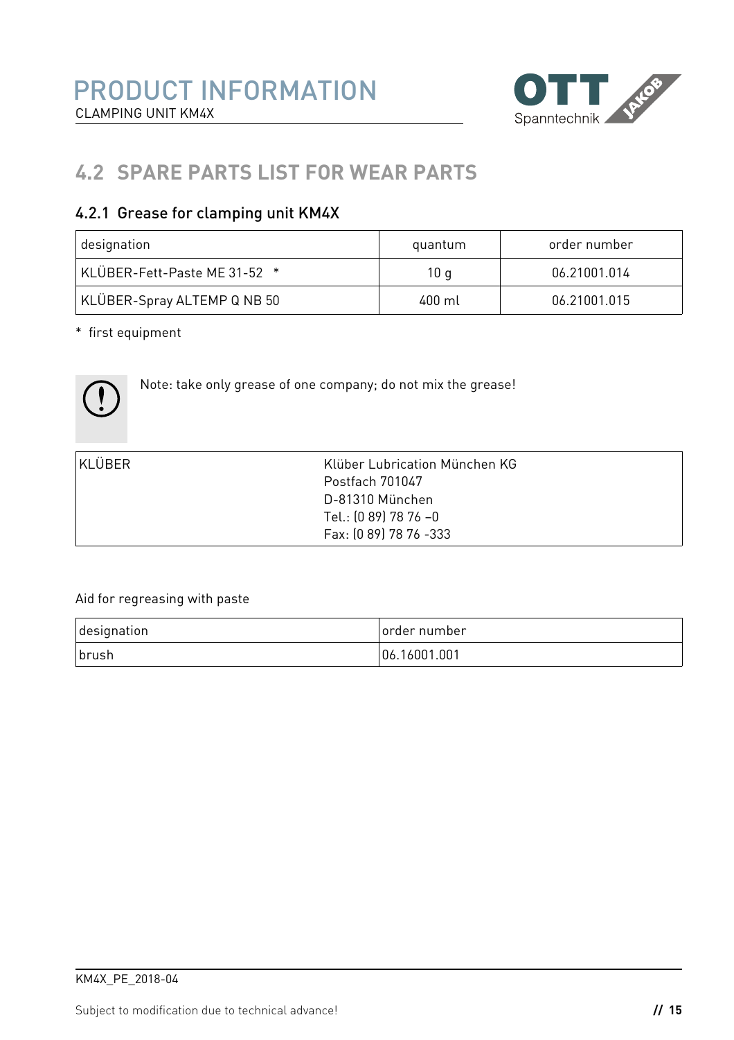## 4.2 SPARE PARTS LIST FOR WEAR PARTS

### 4.2.1 Grease for clamping unit KM4X

| designation | quantum | order number |
|---|---|---|
| KLÜBER-Fett-Paste ME 31-52 * | 10 g | 06.21001.014 |
| KLÜBER-Spray ALTEMP Q NB 50 | 400 ml | 06.21001.015 |

* first equipment

Note: take only grease of one company; do not mix the grease!

| KLÜBER | Klüber Lubrication München KG<br>Postfach 701047<br>D-81310 München<br>Tel.: (0 89) 78 76 –0<br>Fax: (0 89) 78 76 -333 |
|---|---|

Aid for regreasing with paste

| designation | order number |
|---|---|
| brush | 06.16001.001 |

KM4X_PE_2018-04

Subject to modification due to technical advance!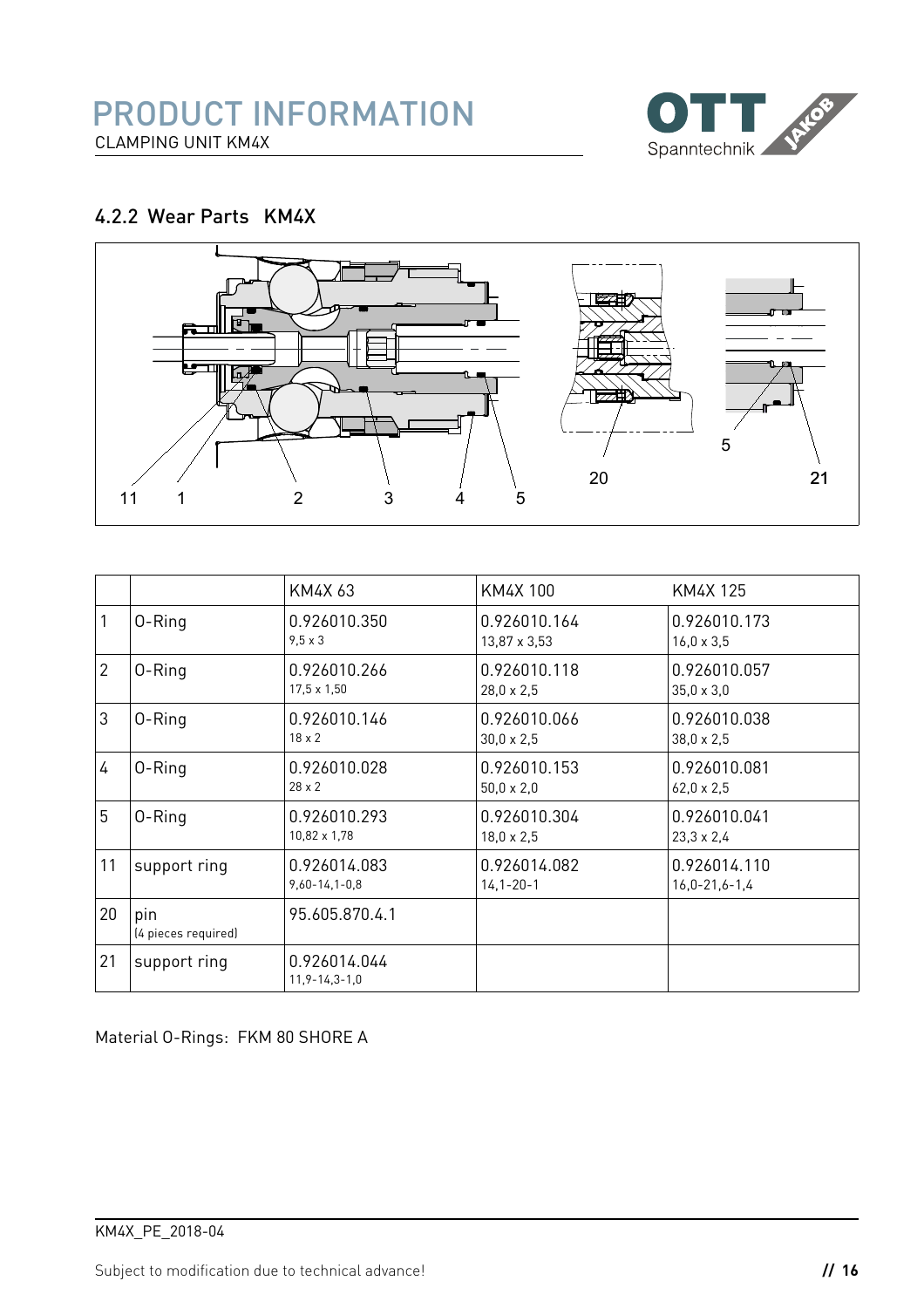## 4.2.2 Wear Parts KM4X

| | | KM4X 63 | KM4X 100 | KM4X 125 |
|---|---|---|---|---|
| 1 | O-Ring | 0.926010.350<br>9,5 x 3 | 0.926010.164<br>13,87 x 3,53 | 0.926010.173<br>16,0 x 3,5 |
| 2 | O-Ring | 0.926010.266<br>17,5 x 1,50 | 0.926010.118<br>28,0 x 2,5 | 0.926010.057<br>35,0 x 3,0 |
| 3 | O-Ring | 0.926010.146<br>18 x 2 | 0.926010.066<br>30,0 x 2,5 | 0.926010.038<br>38,0 x 2,5 |
| 4 | O-Ring | 0.926010.028<br>28 x 2 | 0.926010.153<br>50,0 x 2,0 | 0.926010.081<br>62,0 x 2,5 |
| 5 | O-Ring | 0.926010.293<br>10,82 x 1,78 | 0.926010.304<br>18,0 x 2,5 | 0.926010.041<br>23,3 x 2,4 |
| 11 | support ring | 0.926014.083<br>9,60-14,1-0,8 | 0.926014.082<br>14,1-20-1 | 0.926014.110<br>16,0-21,6-1,4 |
| 20 | pin<br>(4 pieces required) | 95.605.870.4.1 | | |
| 21 | support ring | 0.926014.044<br>11,9-14,3-1,0 | | |

Material O-Rings: FKM 80 SHORE A

KM4X_PE_2018-04

Subject to modification due to technical advance!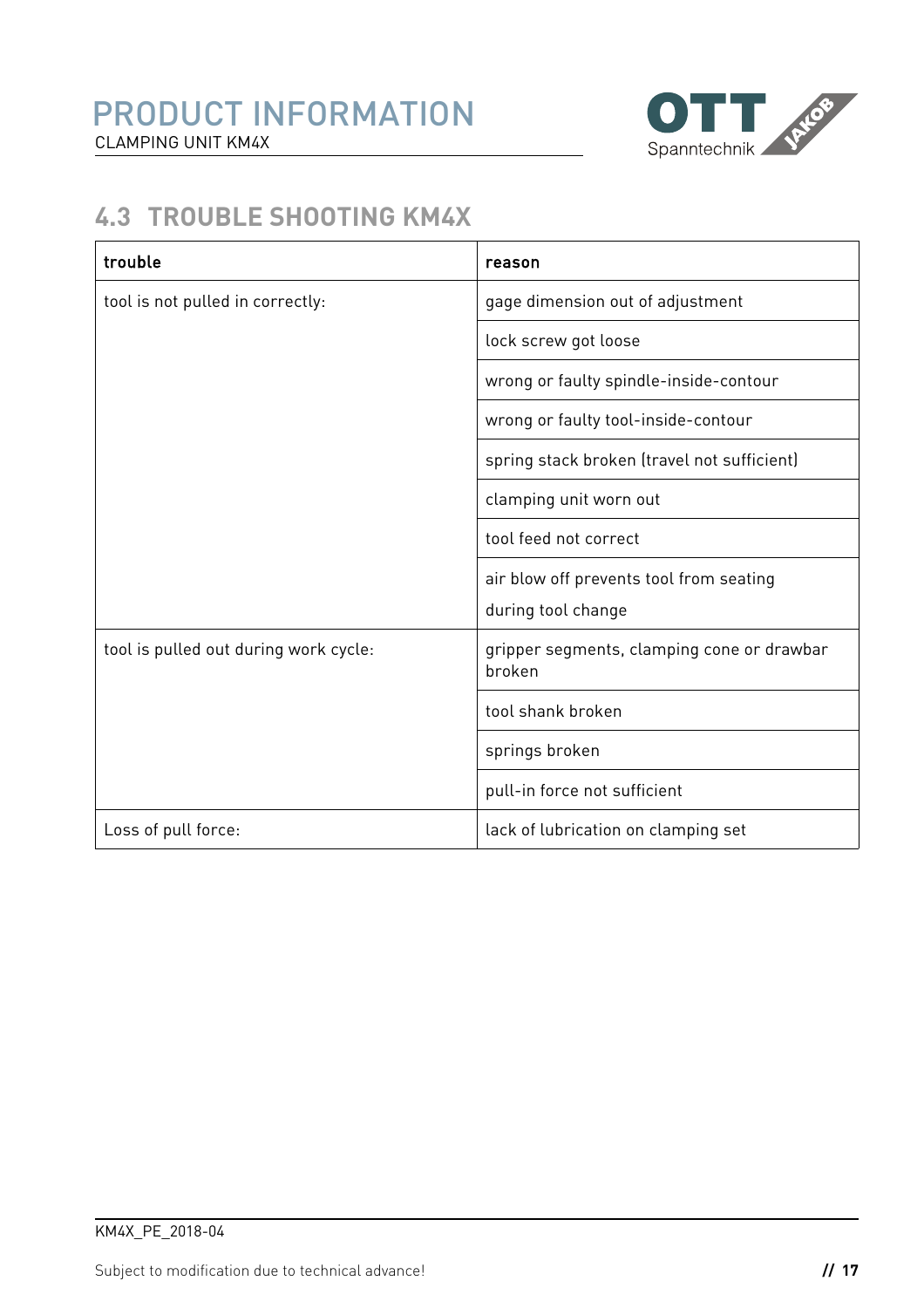## 4.3 TROUBLE SHOOTING KM4X

| trouble | reason |
|---|---|
| tool is not pulled in correctly: | gage dimension out of adjustment |
| | lock screw got loose |
| | wrong or faulty spindle-inside-contour |
| | wrong or faulty tool-inside-contour |
| | spring stack broken (travel not sufficient) |
| | clamping unit worn out |
| | tool feed not correct |
| | air blow off prevents tool from seating during tool change |
| tool is pulled out during work cycle: | gripper segments, clamping cone or drawbar broken |
| | tool shank broken |
| | springs broken |
| | pull-in force not sufficient |
| Loss of pull force: | lack of lubrication on clamping set |

KM4X_PE_2018-04

Subject to modification due to technical advance!